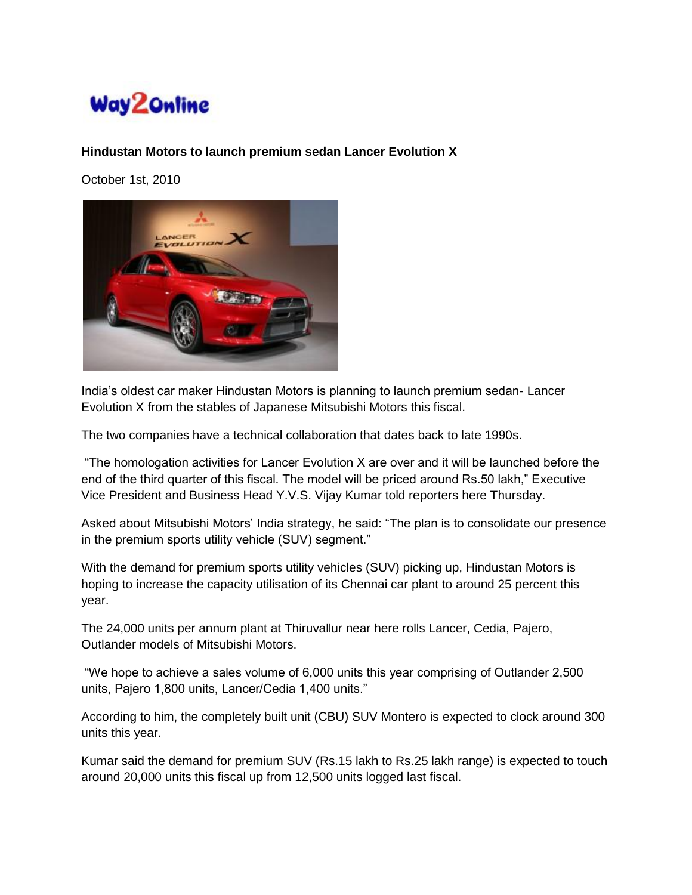Way2Online

**Hindustan Motors to launch premium sedan Lancer Evolution X**

October 1st, 2010

India's oldest car maker Hindustan Motors is planning to launch premium sedan- Lancer Evolution X from the stables of Japanese Mitsubishi Motors this fiscal.

The two companies have a technical collaboration that dates back to late 1990s.

"The homologation activities for Lancer Evolution X are over and it will be launched before the end of the third quarter of this fiscal. The model will be priced around Rs.50 lakh," Executive Vice President and Business Head Y.V.S. Vijay Kumar told reporters here Thursday.

Asked about Mitsubishi Motors' India strategy, he said: "The plan is to consolidate our presence in the premium sports utility vehicle (SUV) segment."

With the demand for premium sports utility vehicles (SUV) picking up, Hindustan Motors is hoping to increase the capacity utilisation of its Chennai car plant to around 25 percent this year.

The 24,000 units per annum plant at Thiruvallur near here rolls Lancer, Cedia, Pajero, Outlander models of Mitsubishi Motors.

"We hope to achieve a sales volume of 6,000 units this year comprising of Outlander 2,500 units, Pajero 1,800 units, Lancer/Cedia 1,400 units."

According to him, the completely built unit (CBU) SUV Montero is expected to clock around 300 units this year.

Kumar said the demand for premium SUV (Rs.15 lakh to Rs.25 lakh range) is expected to touch around 20,000 units this fiscal up from 12,500 units logged last fiscal.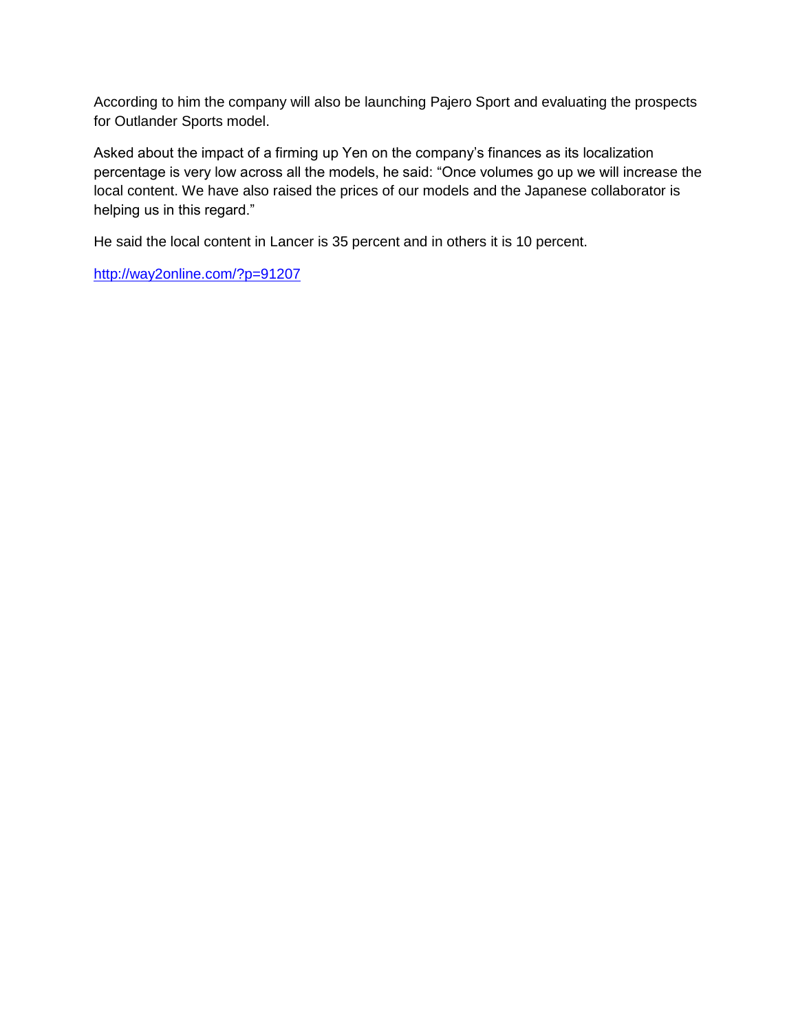According to him the company will also be launching Pajero Sport and evaluating the prospects for Outlander Sports model.

Asked about the impact of a firming up Yen on the company's finances as its localization percentage is very low across all the models, he said: "Once volumes go up we will increase the local content. We have also raised the prices of our models and the Japanese collaborator is helping us in this regard."

He said the local content in Lancer is 35 percent and in others it is 10 percent.

http://way2online.com/?p=91207